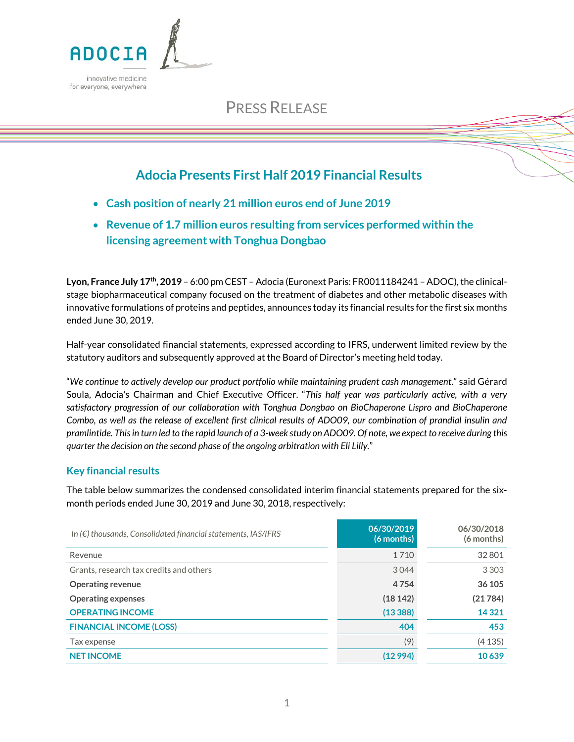ADOCIA

innovative medicine for everyone, everywhere

PRESS RELEASE

# Adocia Presents First Half 2019 Financial Results

- **Cash position of nearly 21 million euros end of June 2019**
- **Revenue of 1.7 million euros resulting from services performed within the licensing agreement with Tonghua Dongbao**

**Lyon, France July 17th, 2019** – 6:00 pm CEST – Adocia (Euronext Paris: FR0011184241 – ADOC), the clinical-stage biopharmaceutical company focused on the treatment of diabetes and other metabolic diseases with innovative formulations of proteins and peptides, announces today its financial results for the first six months ended June 30, 2019.

Half-year consolidated financial statements, expressed according to IFRS, underwent limited review by the statutory auditors and subsequently approved at the Board of Director's meeting held today.

"*We continue to actively develop our product portfolio while maintaining prudent cash management.*" said Gérard Soula, Adocia's Chairman and Chief Executive Officer. "*This half year was particularly active, with a very satisfactory progression of our collaboration with Tonghua Dongbao on BioChaperone Lispro and BioChaperone Combo, as well as the release of excellent first clinical results of ADO09, our combination of prandial insulin and pramlintide. This in turn led to the rapid launch of a 3-week study on ADO09. Of note, we expect to receive during this quarter the decision on the second phase of the ongoing arbitration with Eli Lilly.*"

## Key financial results

The table below summarizes the condensed consolidated interim financial statements prepared for the six-month periods ended June 30, 2019 and June 30, 2018, respectively:

| *In (€) thousands, Consolidated financial statements, IAS/IFRS* | 06/30/2019 (6 months) | 06/30/2018 (6 months) |
|---|---|---|
| Revenue | 1 710 | 32 801 |
| Grants, research tax credits and others | 3 044 | 3 303 |
| **Operating revenue** | **4 754** | **36 105** |
| **Operating expenses** | **(18 142)** | **(21 784)** |
| **OPERATING INCOME** | **(13 388)** | **14 321** |
| **FINANCIAL INCOME (LOSS)** | **404** | **453** |
| Tax expense | (9) | (4 135) |
| **NET INCOME** | **(12 994)** | **10 639** |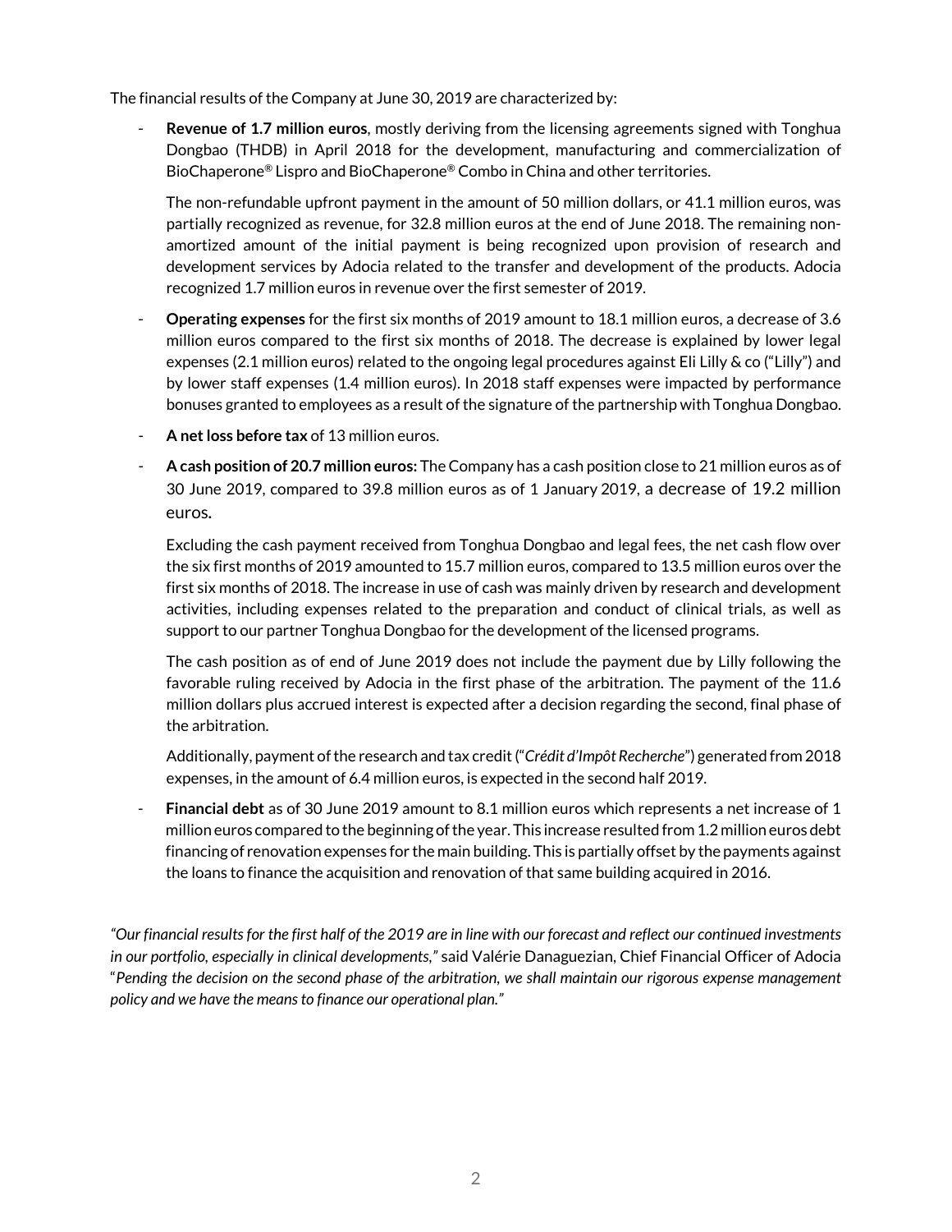The financial results of the Company at June 30, 2019 are characterized by:

- **Revenue of 1.7 million euros**, mostly deriving from the licensing agreements signed with Tonghua Dongbao (THDB) in April 2018 for the development, manufacturing and commercialization of BioChaperone® Lispro and BioChaperone® Combo in China and other territories.

  The non-refundable upfront payment in the amount of 50 million dollars, or 41.1 million euros, was partially recognized as revenue, for 32.8 million euros at the end of June 2018. The remaining non-amortized amount of the initial payment is being recognized upon provision of research and development services by Adocia related to the transfer and development of the products. Adocia recognized 1.7 million euros in revenue over the first semester of 2019.

- **Operating expenses** for the first six months of 2019 amount to 18.1 million euros, a decrease of 3.6 million euros compared to the first six months of 2018. The decrease is explained by lower legal expenses (2.1 million euros) related to the ongoing legal procedures against Eli Lilly & co ("Lilly") and by lower staff expenses (1.4 million euros). In 2018 staff expenses were impacted by performance bonuses granted to employees as a result of the signature of the partnership with Tonghua Dongbao.

- **A net loss before tax** of 13 million euros.

- **A cash position of 20.7 million euros:** The Company has a cash position close to 21 million euros as of 30 June 2019, compared to 39.8 million euros as of 1 January 2019, a decrease of 19.2 million euros.

  Excluding the cash payment received from Tonghua Dongbao and legal fees, the net cash flow over the six first months of 2019 amounted to 15.7 million euros, compared to 13.5 million euros over the first six months of 2018. The increase in use of cash was mainly driven by research and development activities, including expenses related to the preparation and conduct of clinical trials, as well as support to our partner Tonghua Dongbao for the development of the licensed programs.

  The cash position as of end of June 2019 does not include the payment due by Lilly following the favorable ruling received by Adocia in the first phase of the arbitration. The payment of the 11.6 million dollars plus accrued interest is expected after a decision regarding the second, final phase of the arbitration.

  Additionally, payment of the research and tax credit ("*Crédit d'Impôt Recherche*") generated from 2018 expenses, in the amount of 6.4 million euros, is expected in the second half 2019.

- **Financial debt** as of 30 June 2019 amount to 8.1 million euros which represents a net increase of 1 million euros compared to the beginning of the year. This increase resulted from 1.2 million euros debt financing of renovation expenses for the main building. This is partially offset by the payments against the loans to finance the acquisition and renovation of that same building acquired in 2016.

*"Our financial results for the first half of the 2019 are in line with our forecast and reflect our continued investments in our portfolio, especially in clinical developments,"* said Valérie Danaguezian, Chief Financial Officer of Adocia "*Pending the decision on the second phase of the arbitration, we shall maintain our rigorous expense management policy and we have the means to finance our operational plan."*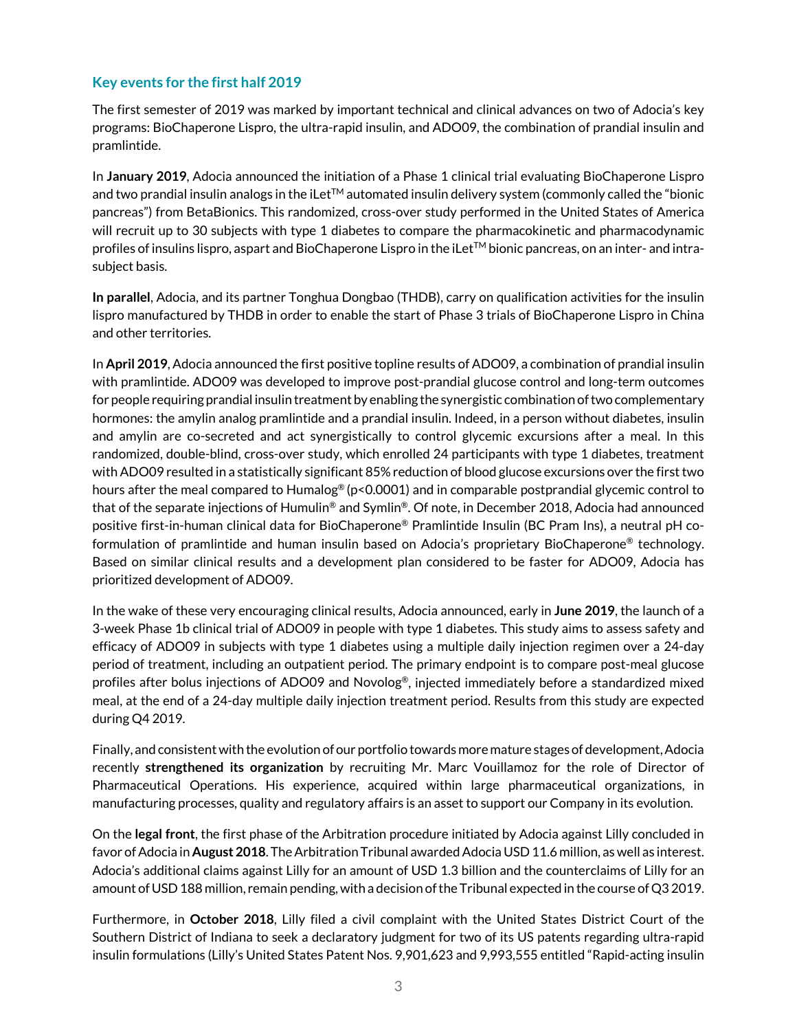## Key events for the first half 2019

The first semester of 2019 was marked by important technical and clinical advances on two of Adocia's key programs: BioChaperone Lispro, the ultra-rapid insulin, and ADO09, the combination of prandial insulin and pramlintide.

In **January 2019**, Adocia announced the initiation of a Phase 1 clinical trial evaluating BioChaperone Lispro and two prandial insulin analogs in the iLet™ automated insulin delivery system (commonly called the "bionic pancreas") from BetaBionics. This randomized, cross-over study performed in the United States of America will recruit up to 30 subjects with type 1 diabetes to compare the pharmacokinetic and pharmacodynamic profiles of insulins lispro, aspart and BioChaperone Lispro in the iLet™ bionic pancreas, on an inter- and intra-subject basis.

**In parallel**, Adocia, and its partner Tonghua Dongbao (THDB), carry on qualification activities for the insulin lispro manufactured by THDB in order to enable the start of Phase 3 trials of BioChaperone Lispro in China and other territories.

In **April 2019**, Adocia announced the first positive topline results of ADO09, a combination of prandial insulin with pramlintide. ADO09 was developed to improve post-prandial glucose control and long-term outcomes for people requiring prandial insulin treatment by enabling the synergistic combination of two complementary hormones: the amylin analog pramlintide and a prandial insulin. Indeed, in a person without diabetes, insulin and amylin are co-secreted and act synergistically to control glycemic excursions after a meal. In this randomized, double-blind, cross-over study, which enrolled 24 participants with type 1 diabetes, treatment with ADO09 resulted in a statistically significant 85% reduction of blood glucose excursions over the first two hours after the meal compared to Humalog® ($p<0.0001$) and in comparable postprandial glycemic control to that of the separate injections of Humulin® and Symlin®. Of note, in December 2018, Adocia had announced positive first-in-human clinical data for BioChaperone® Pramlintide Insulin (BC Pram Ins), a neutral pH co-formulation of pramlintide and human insulin based on Adocia's proprietary BioChaperone® technology. Based on similar clinical results and a development plan considered to be faster for ADO09, Adocia has prioritized development of ADO09.

In the wake of these very encouraging clinical results, Adocia announced, early in **June 2019**, the launch of a 3-week Phase 1b clinical trial of ADO09 in people with type 1 diabetes. This study aims to assess safety and efficacy of ADO09 in subjects with type 1 diabetes using a multiple daily injection regimen over a 24-day period of treatment, including an outpatient period. The primary endpoint is to compare post-meal glucose profiles after bolus injections of ADO09 and Novolog®, injected immediately before a standardized mixed meal, at the end of a 24-day multiple daily injection treatment period. Results from this study are expected during Q4 2019.

Finally, and consistent with the evolution of our portfolio towards more mature stages of development, Adocia recently **strengthened its organization** by recruiting Mr. Marc Vouillamoz for the role of Director of Pharmaceutical Operations. His experience, acquired within large pharmaceutical organizations, in manufacturing processes, quality and regulatory affairs is an asset to support our Company in its evolution.

On the **legal front**, the first phase of the Arbitration procedure initiated by Adocia against Lilly concluded in favor of Adocia in **August 2018**. The Arbitration Tribunal awarded Adocia USD 11.6 million, as well as interest. Adocia's additional claims against Lilly for an amount of USD 1.3 billion and the counterclaims of Lilly for an amount of USD 188 million, remain pending, with a decision of the Tribunal expected in the course of Q3 2019.

Furthermore, in **October 2018**, Lilly filed a civil complaint with the United States District Court of the Southern District of Indiana to seek a declaratory judgment for two of its US patents regarding ultra-rapid insulin formulations (Lilly's United States Patent Nos. 9,901,623 and 9,993,555 entitled "Rapid-acting insulin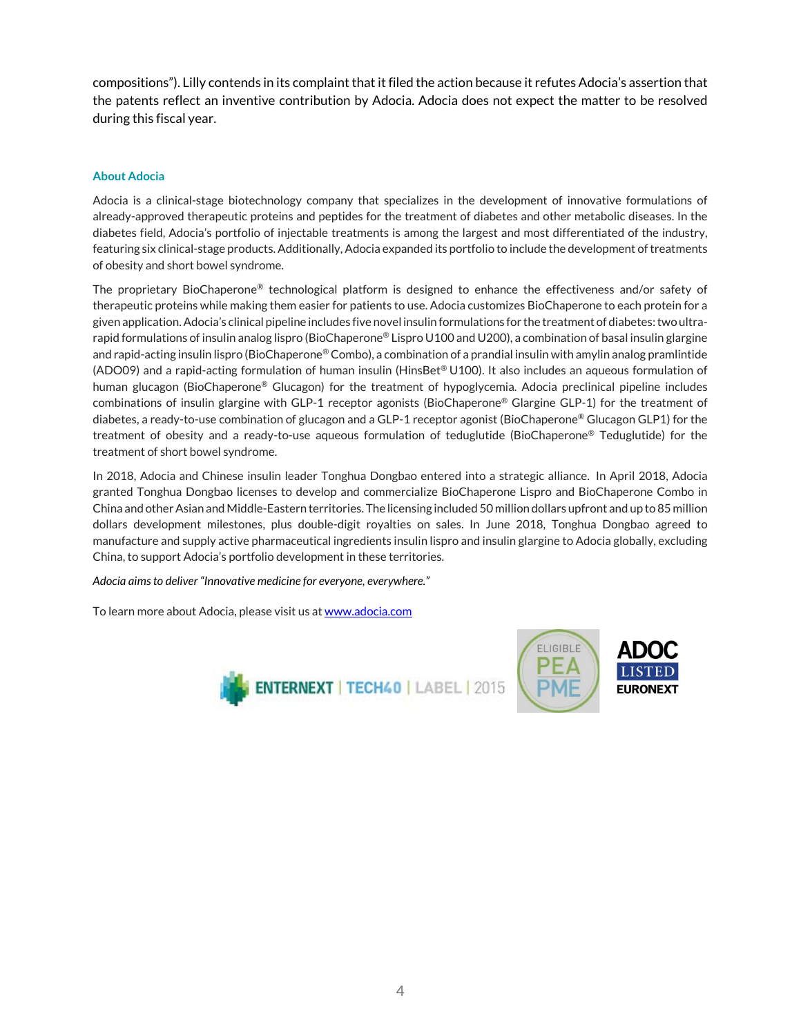compositions"). Lilly contends in its complaint that it filed the action because it refutes Adocia's assertion that the patents reflect an inventive contribution by Adocia. Adocia does not expect the matter to be resolved during this fiscal year.

### About Adocia

Adocia is a clinical-stage biotechnology company that specializes in the development of innovative formulations of already-approved therapeutic proteins and peptides for the treatment of diabetes and other metabolic diseases. In the diabetes field, Adocia's portfolio of injectable treatments is among the largest and most differentiated of the industry, featuring six clinical-stage products. Additionally, Adocia expanded its portfolio to include the development of treatments of obesity and short bowel syndrome.

The proprietary BioChaperone® technological platform is designed to enhance the effectiveness and/or safety of therapeutic proteins while making them easier for patients to use. Adocia customizes BioChaperone to each protein for a given application. Adocia's clinical pipeline includes five novel insulin formulations for the treatment of diabetes: two ultra-rapid formulations of insulin analog lispro (BioChaperone® Lispro U100 and U200), a combination of basal insulin glargine and rapid-acting insulin lispro (BioChaperone® Combo), a combination of a prandial insulin with amylin analog pramlintide (ADO09) and a rapid-acting formulation of human insulin (HinsBet® U100). It also includes an aqueous formulation of human glucagon (BioChaperone® Glucagon) for the treatment of hypoglycemia. Adocia preclinical pipeline includes combinations of insulin glargine with GLP-1 receptor agonists (BioChaperone® Glargine GLP-1) for the treatment of diabetes, a ready-to-use combination of glucagon and a GLP-1 receptor agonist (BioChaperone® Glucagon GLP1) for the treatment of obesity and a ready-to-use aqueous formulation of teduglutide (BioChaperone® Teduglutide) for the treatment of short bowel syndrome.

In 2018, Adocia and Chinese insulin leader Tonghua Dongbao entered into a strategic alliance. In April 2018, Adocia granted Tonghua Dongbao licenses to develop and commercialize BioChaperone Lispro and BioChaperone Combo in China and other Asian and Middle-Eastern territories. The licensing included 50 million dollars upfront and up to 85 million dollars development milestones, plus double-digit royalties on sales. In June 2018, Tonghua Dongbao agreed to manufacture and supply active pharmaceutical ingredients insulin lispro and insulin glargine to Adocia globally, excluding China, to support Adocia's portfolio development in these territories.

*Adocia aims to deliver "Innovative medicine for everyone, everywhere."*

To learn more about Adocia, please visit us at [www.adocia.com](www.adocia.com)

ENTERNEXT | TECH40 | LABEL | 2015 — ELIGIBLE PEA PME — ADOC LISTED EURONEXT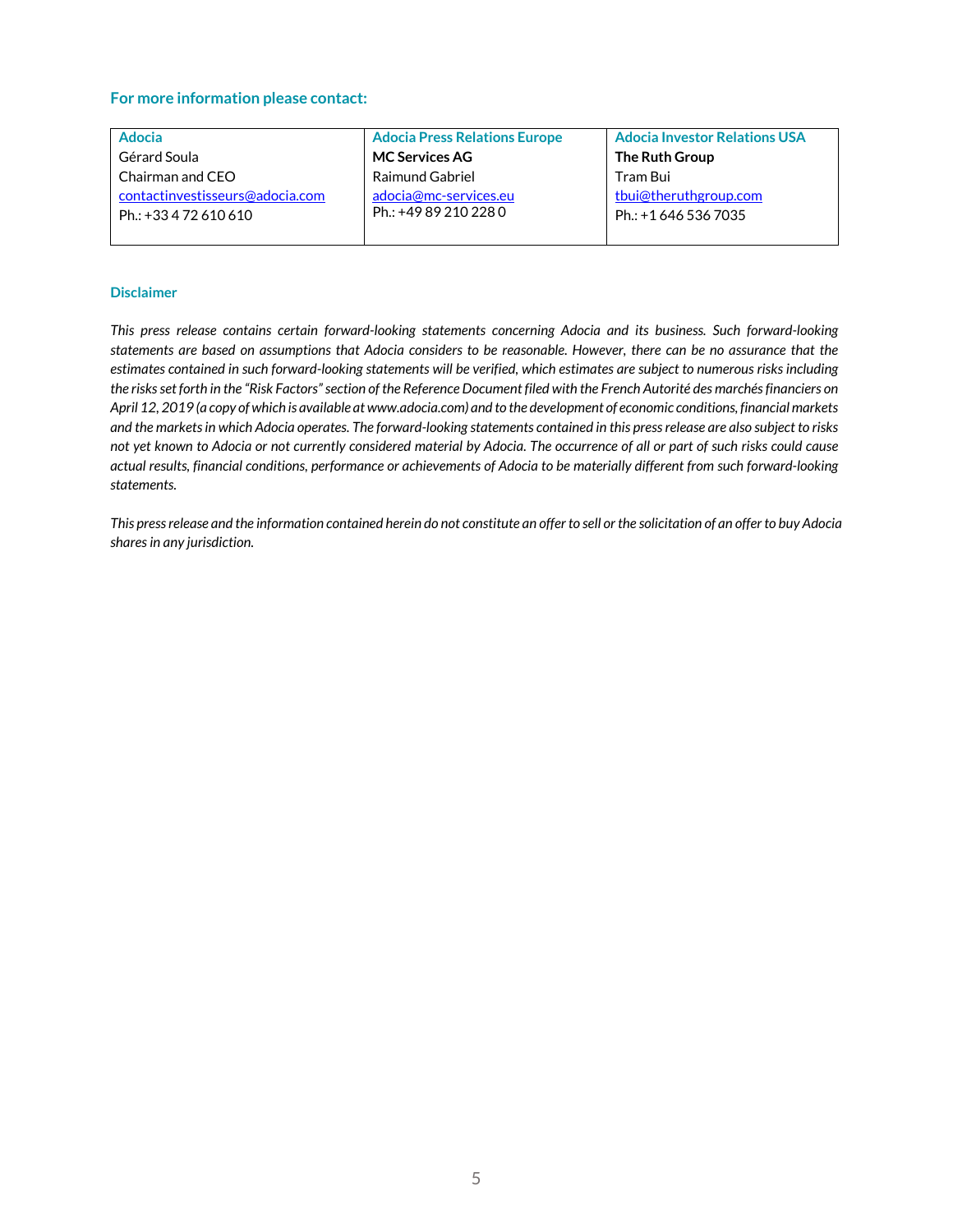### For more information please contact:

| Adocia | Adocia Press Relations Europe | Adocia Investor Relations USA |
| --- | --- | --- |
| Gérard Soula | **MC Services AG** | **The Ruth Group** |
| Chairman and CEO | Raimund Gabriel | Tram Bui |
| contactinvestisseurs@adocia.com | adocia@mc-services.eu | tbui@theruthgroup.com |
| Ph.: +33 4 72 610 610 | Ph.: +49 89 210 228 0 | Ph.: +1 646 536 7035 |

#### Disclaimer

*This press release contains certain forward-looking statements concerning Adocia and its business. Such forward-looking statements are based on assumptions that Adocia considers to be reasonable. However, there can be no assurance that the estimates contained in such forward-looking statements will be verified, which estimates are subject to numerous risks including the risks set forth in the "Risk Factors" section of the Reference Document filed with the French Autorité des marchés financiers on April 12, 2019 (a copy of which is available at www.adocia.com) and to the development of economic conditions, financial markets and the markets in which Adocia operates. The forward-looking statements contained in this press release are also subject to risks not yet known to Adocia or not currently considered material by Adocia. The occurrence of all or part of such risks could cause actual results, financial conditions, performance or achievements of Adocia to be materially different from such forward-looking statements.*

*This press release and the information contained herein do not constitute an offer to sell or the solicitation of an offer to buy Adocia shares in any jurisdiction.*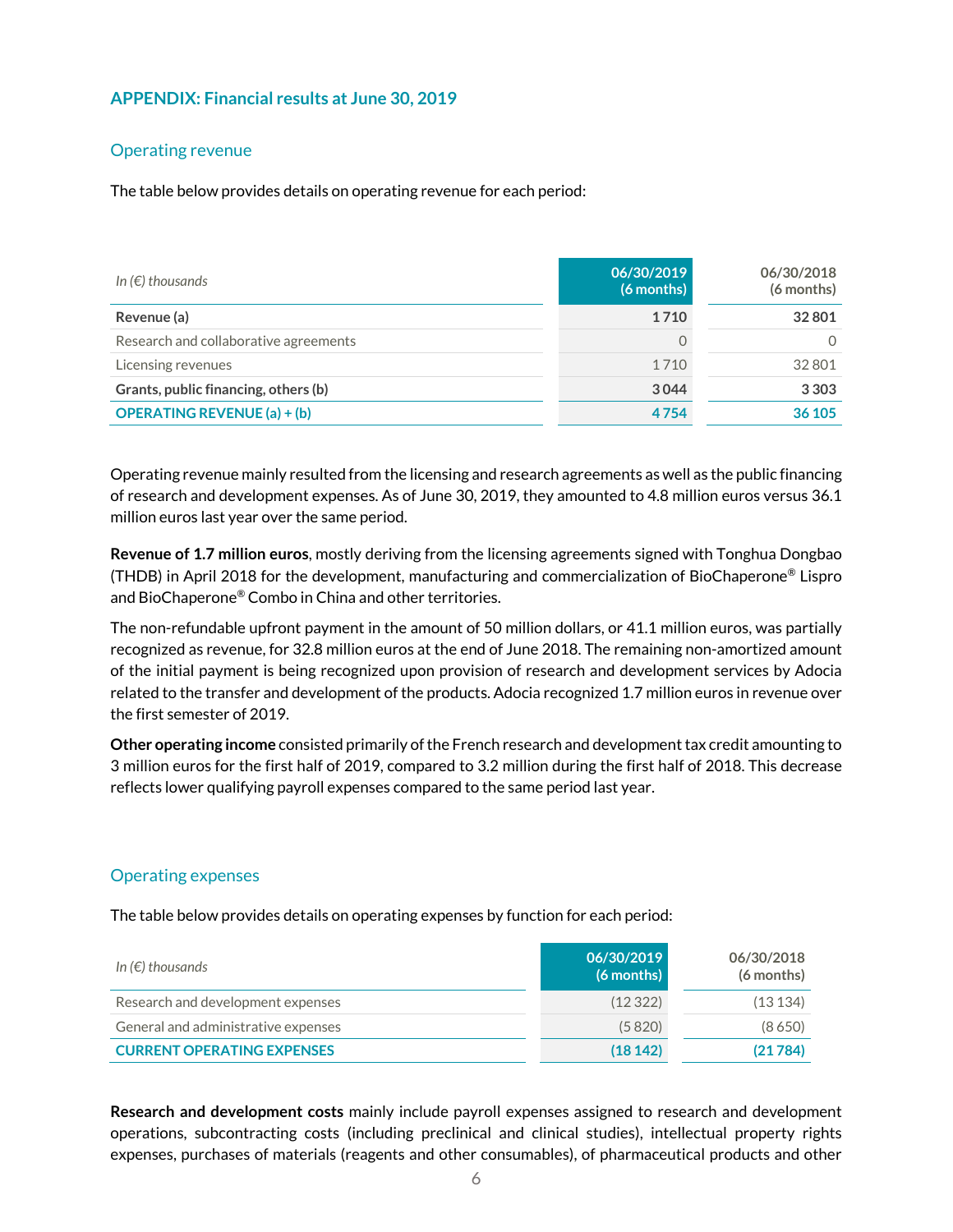## APPENDIX: Financial results at June 30, 2019

### Operating revenue

The table below provides details on operating revenue for each period:

| *In (€) thousands* | 06/30/2019 (6 months) | 06/30/2018 (6 months) |
|---|---|---|
| **Revenue (a)** | **1 710** | **32 801** |
| Research and collaborative agreements | 0 | 0 |
| Licensing revenues | 1 710 | 32 801 |
| **Grants, public financing, others (b)** | **3 044** | **3 303** |
| **OPERATING REVENUE (a) + (b)** | **4 754** | **36 105** |

Operating revenue mainly resulted from the licensing and research agreements as well as the public financing of research and development expenses. As of June 30, 2019, they amounted to 4.8 million euros versus 36.1 million euros last year over the same period.

**Revenue of 1.7 million euros**, mostly deriving from the licensing agreements signed with Tonghua Dongbao (THDB) in April 2018 for the development, manufacturing and commercialization of BioChaperone® Lispro and BioChaperone® Combo in China and other territories.

The non-refundable upfront payment in the amount of 50 million dollars, or 41.1 million euros, was partially recognized as revenue, for 32.8 million euros at the end of June 2018. The remaining non-amortized amount of the initial payment is being recognized upon provision of research and development services by Adocia related to the transfer and development of the products. Adocia recognized 1.7 million euros in revenue over the first semester of 2019.

**Other operating income** consisted primarily of the French research and development tax credit amounting to 3 million euros for the first half of 2019, compared to 3.2 million during the first half of 2018. This decrease reflects lower qualifying payroll expenses compared to the same period last year.

### Operating expenses

The table below provides details on operating expenses by function for each period:

| *In (€) thousands* | 06/30/2019 (6 months) | 06/30/2018 (6 months) |
|---|---|---|
| Research and development expenses | (12 322) | (13 134) |
| General and administrative expenses | (5 820) | (8 650) |
| **CURRENT OPERATING EXPENSES** | **(18 142)** | **(21 784)** |

**Research and development costs** mainly include payroll expenses assigned to research and development operations, subcontracting costs (including preclinical and clinical studies), intellectual property rights expenses, purchases of materials (reagents and other consumables), of pharmaceutical products and other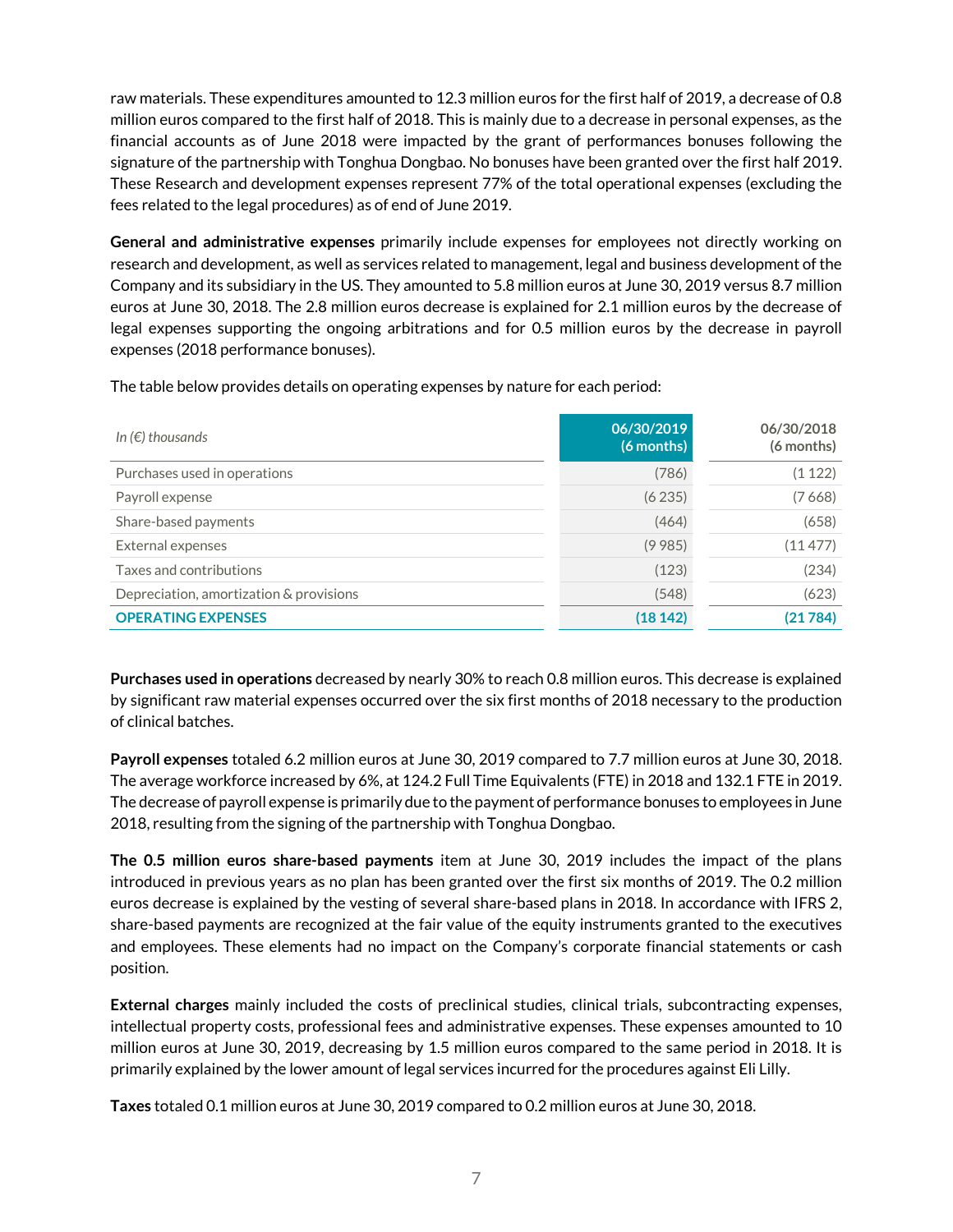raw materials. These expenditures amounted to 12.3 million euros for the first half of 2019, a decrease of 0.8 million euros compared to the first half of 2018. This is mainly due to a decrease in personal expenses, as the financial accounts as of June 2018 were impacted by the grant of performances bonuses following the signature of the partnership with Tonghua Dongbao. No bonuses have been granted over the first half 2019. These Research and development expenses represent 77% of the total operational expenses (excluding the fees related to the legal procedures) as of end of June 2019.

**General and administrative expenses** primarily include expenses for employees not directly working on research and development, as well as services related to management, legal and business development of the Company and its subsidiary in the US. They amounted to 5.8 million euros at June 30, 2019 versus 8.7 million euros at June 30, 2018. The 2.8 million euros decrease is explained for 2.1 million euros by the decrease of legal expenses supporting the ongoing arbitrations and for 0.5 million euros by the decrease in payroll expenses (2018 performance bonuses).

The table below provides details on operating expenses by nature for each period:

| *In (€) thousands* | 06/30/2019 (6 months) | 06/30/2018 (6 months) |
|---|---|---|
| Purchases used in operations | (786) | (1 122) |
| Payroll expense | (6 235) | (7 668) |
| Share-based payments | (464) | (658) |
| External expenses | (9 985) | (11 477) |
| Taxes and contributions | (123) | (234) |
| Depreciation, amortization & provisions | (548) | (623) |
| **OPERATING EXPENSES** | **(18 142)** | **(21 784)** |

**Purchases used in operations** decreased by nearly 30% to reach 0.8 million euros. This decrease is explained by significant raw material expenses occurred over the six first months of 2018 necessary to the production of clinical batches.

**Payroll expenses** totaled 6.2 million euros at June 30, 2019 compared to 7.7 million euros at June 30, 2018. The average workforce increased by 6%, at 124.2 Full Time Equivalents (FTE) in 2018 and 132.1 FTE in 2019. The decrease of payroll expense is primarily due to the payment of performance bonuses to employees in June 2018, resulting from the signing of the partnership with Tonghua Dongbao.

**The 0.5 million euros share-based payments** item at June 30, 2019 includes the impact of the plans introduced in previous years as no plan has been granted over the first six months of 2019. The 0.2 million euros decrease is explained by the vesting of several share-based plans in 2018. In accordance with IFRS 2, share-based payments are recognized at the fair value of the equity instruments granted to the executives and employees. These elements had no impact on the Company's corporate financial statements or cash position.

**External charges** mainly included the costs of preclinical studies, clinical trials, subcontracting expenses, intellectual property costs, professional fees and administrative expenses. These expenses amounted to 10 million euros at June 30, 2019, decreasing by 1.5 million euros compared to the same period in 2018. It is primarily explained by the lower amount of legal services incurred for the procedures against Eli Lilly.

**Taxes** totaled 0.1 million euros at June 30, 2019 compared to 0.2 million euros at June 30, 2018.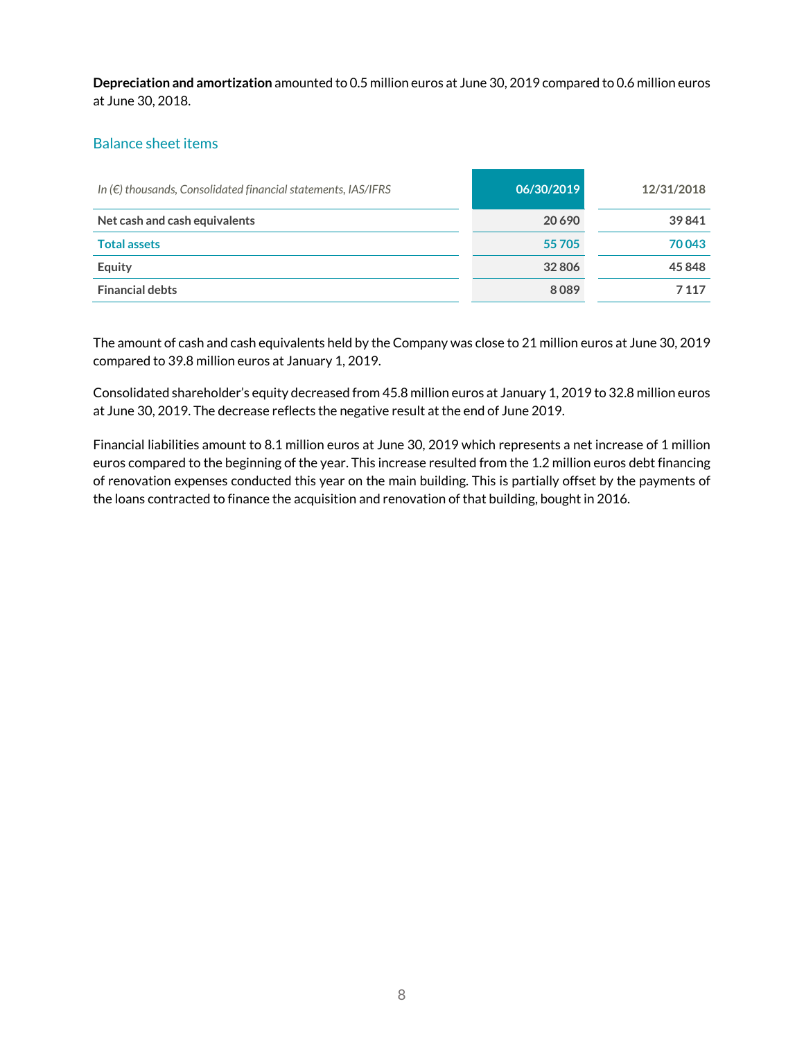**Depreciation and amortization** amounted to 0.5 million euros at June 30, 2019 compared to 0.6 million euros at June 30, 2018.

## Balance sheet items

| *In (€) thousands, Consolidated financial statements, IAS/IFRS* | 06/30/2019 | 12/31/2018 |
|---|---|---|
| **Net cash and cash equivalents** | 20 690 | 39 841 |
| **Total assets** | 55 705 | 70 043 |
| **Equity** | 32 806 | 45 848 |
| **Financial debts** | 8 089 | 7 117 |

The amount of cash and cash equivalents held by the Company was close to 21 million euros at June 30, 2019 compared to 39.8 million euros at January 1, 2019.

Consolidated shareholder's equity decreased from 45.8 million euros at January 1, 2019 to 32.8 million euros at June 30, 2019. The decrease reflects the negative result at the end of June 2019.

Financial liabilities amount to 8.1 million euros at June 30, 2019 which represents a net increase of 1 million euros compared to the beginning of the year. This increase resulted from the 1.2 million euros debt financing of renovation expenses conducted this year on the main building. This is partially offset by the payments of the loans contracted to finance the acquisition and renovation of that building, bought in 2016.